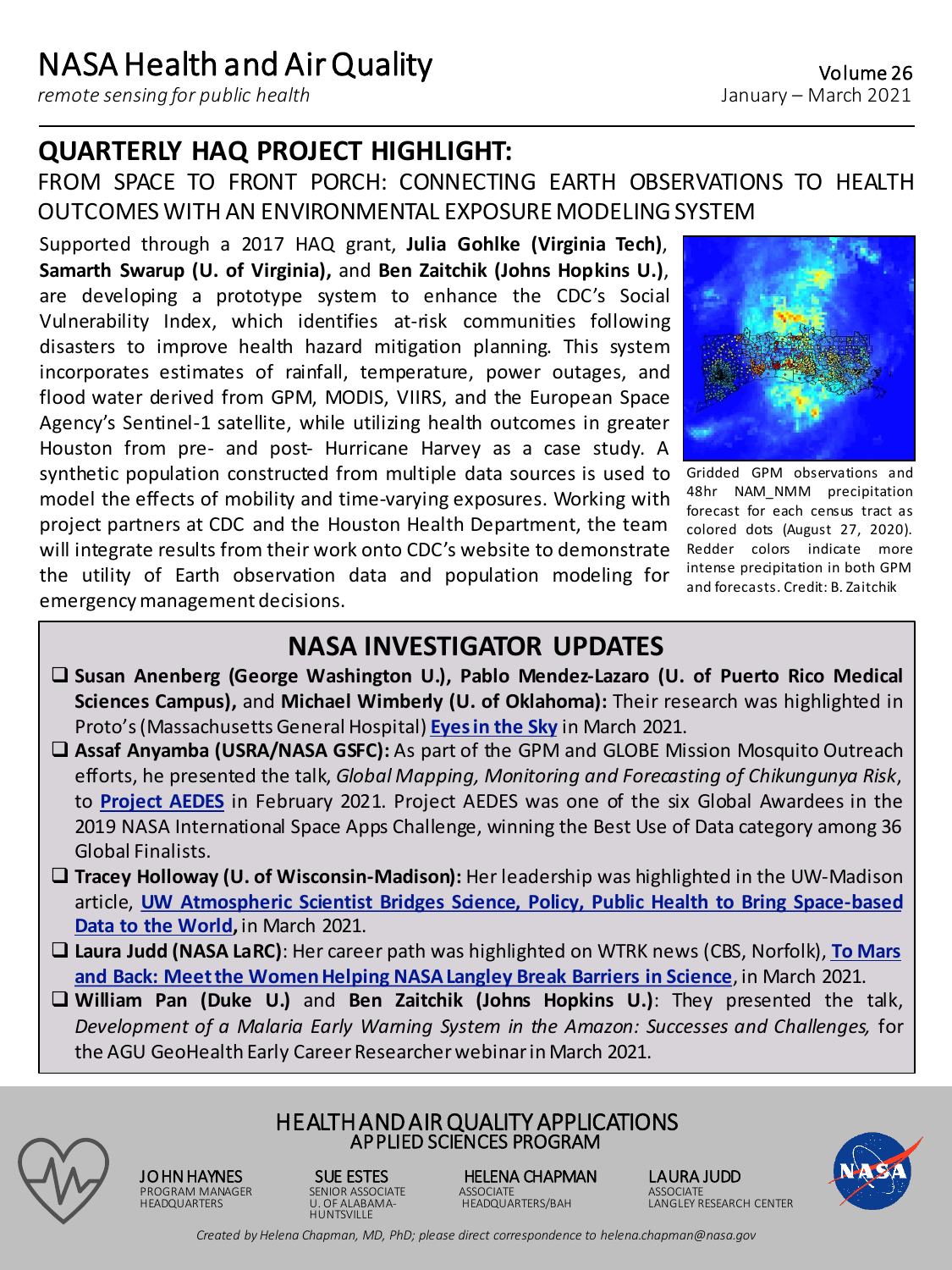# NASA Health and Air Quality

*remote sensing for public health*

Volume 26
January – March 2021

## QUARTERLY HAQ PROJECT HIGHLIGHT:

### FROM SPACE TO FRONT PORCH: CONNECTING EARTH OBSERVATIONS TO HEALTH OUTCOMES WITH AN ENVIRONMENTAL EXPOSURE MODELING SYSTEM

Supported through a 2017 HAQ grant, **Julia Gohlke (Virginia Tech)**, **Samarth Swarup (U. of Virginia),** and **Ben Zaitchik (Johns Hopkins U.)**, are developing a prototype system to enhance the CDC's Social Vulnerability Index, which identifies at-risk communities following disasters to improve health hazard mitigation planning. This system incorporates estimates of rainfall, temperature, power outages, and flood water derived from GPM, MODIS, VIIRS, and the European Space Agency's Sentinel-1 satellite, while utilizing health outcomes in greater Houston from pre- and post- Hurricane Harvey as a case study. A synthetic population constructed from multiple data sources is used to model the effects of mobility and time-varying exposures. Working with project partners at CDC and the Houston Health Department, the team will integrate results from their work onto CDC's website to demonstrate the utility of Earth observation data and population modeling for emergency management decisions.

Gridded GPM observations and 48hr NAM_NMM precipitation forecast for each census tract as colored dots (August 27, 2020). Redder colors indicate more intense precipitation in both GPM and forecasts. Credit: B. Zaitchik

## NASA INVESTIGATOR UPDATES

- **Susan Anenberg (George Washington U.), Pablo Mendez-Lazaro (U. of Puerto Rico Medical Sciences Campus),** and **Michael Wimberly (U. of Oklahoma):** Their research was highlighted in Proto's (Massachusetts General Hospital) **Eyes in the Sky** in March 2021.
- **Assaf Anyamba (USRA/NASA GSFC):** As part of the GPM and GLOBE Mission Mosquito Outreach efforts, he presented the talk, *Global Mapping, Monitoring and Forecasting of Chikungunya Risk*, to **Project AEDES** in February 2021. Project AEDES was one of the six Global Awardees in the 2019 NASA International Space Apps Challenge, winning the Best Use of Data category among 36 Global Finalists.
- **Tracey Holloway (U. of Wisconsin-Madison):** Her leadership was highlighted in the UW-Madison article, **UW Atmospheric Scientist Bridges Science, Policy, Public Health to Bring Space-based Data to the World,** in March 2021.
- **Laura Judd (NASA LaRC)**: Her career path was highlighted on WTRK news (CBS, Norfolk), **To Mars and Back: Meet the Women Helping NASA Langley Break Barriers in Science**, in March 2021.
- **William Pan (Duke U.)** and **Ben Zaitchik (Johns Hopkins U.)**: They presented the talk, *Development of a Malaria Early Warning System in the Amazon: Successes and Challenges,* for the AGU GeoHealth Early Career Researcher webinar in March 2021.

HEALTH AND AIR QUALITY APPLICATIONS
APPLIED SCIENCES PROGRAM

JOHN HAYNES
PROGRAM MANAGER
HEADQUARTERS

SUE ESTES
SENIOR ASSOCIATE
U. OF ALABAMA-HUNTSVILLE

HELENA CHAPMAN
ASSOCIATE
HEADQUARTERS/BAH

LAURA JUDD
ASSOCIATE
LANGLEY RESEARCH CENTER

*Created by Helena Chapman, MD, PhD; please direct correspondence to helena.chapman@nasa.gov*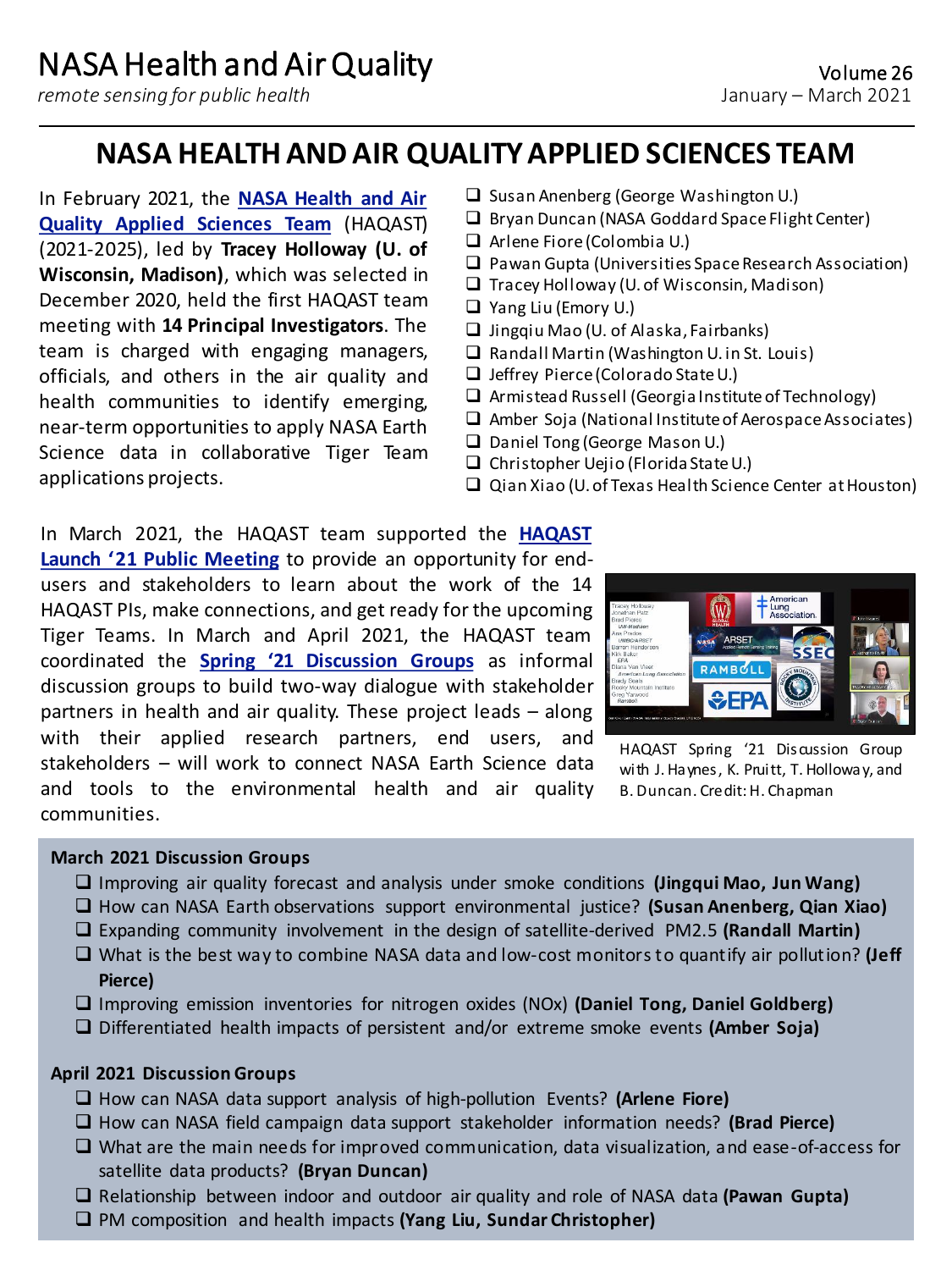# NASA HEALTH AND AIR QUALITY APPLIED SCIENCES TEAM

In February 2021, the **NASA Health and Air Quality Applied Sciences Team** (HAQAST) (2021-2025), led by **Tracey Holloway (U. of Wisconsin, Madison)**, which was selected in December 2020, held the first HAQAST team meeting with **14 Principal Investigators**. The team is charged with engaging managers, officials, and others in the air quality and health communities to identify emerging, near-term opportunities to apply NASA Earth Science data in collaborative Tiger Team applications projects.

- ❑ Susan Anenberg (George Washington U.)
- ❑ Bryan Duncan (NASA Goddard Space Flight Center)
- ❑ Arlene Fiore (Colombia U.)
- ❑ Pawan Gupta (Universities Space Research Association)
- ❑ Tracey Holloway (U. of Wisconsin, Madison)
- ❑ Yang Liu (Emory U.)
- ❑ Jingqiu Mao (U. of Alaska, Fairbanks)
- ❑ Randall Martin (Washington U. in St. Louis)
- ❑ Jeffrey Pierce (Colorado State U.)
- ❑ Armistead Russell (Georgia Institute of Technology)
- ❑ Amber Soja (National Institute of Aerospace Associates)
- ❑ Daniel Tong (George Mason U.)
- ❑ Christopher Uejio (Florida State U.)
- ❑ Qian Xiao (U. of Texas Health Science Center at Houston)

In March 2021, the HAQAST team supported the **HAQAST Launch '21 Public Meeting** to provide an opportunity for end-users and stakeholders to learn about the work of the 14 HAQAST PIs, make connections, and get ready for the upcoming Tiger Teams. In March and April 2021, the HAQAST team coordinated the **Spring '21 Discussion Groups** as informal discussion groups to build two-way dialogue with stakeholder partners in health and air quality. These project leads – along with their applied research partners, end users, and stakeholders – will work to connect NASA Earth Science data and tools to the environmental health and air quality communities.

HAQAST Spring '21 Discussion Group with J. Haynes, K. Pruitt, T. Holloway, and B. Duncan. Credit: H. Chapman

**March 2021 Discussion Groups**

- ❑ Improving air quality forecast and analysis under smoke conditions **(Jingqui Mao, Jun Wang)**
- ❑ How can NASA Earth observations support environmental justice? **(Susan Anenberg, Qian Xiao)**
- ❑ Expanding community involvement in the design of satellite-derived PM2.5 **(Randall Martin)**
- ❑ What is the best way to combine NASA data and low-cost monitors to quantify air pollution? **(Jeff Pierce)**
- ❑ Improving emission inventories for nitrogen oxides (NOx) **(Daniel Tong, Daniel Goldberg)**
- ❑ Differentiated health impacts of persistent and/or extreme smoke events **(Amber Soja)**

**April 2021 Discussion Groups**

- ❑ How can NASA data support analysis of high-pollution Events? **(Arlene Fiore)**
- ❑ How can NASA field campaign data support stakeholder information needs? **(Brad Pierce)**
- ❑ What are the main needs for improved communication, data visualization, and ease-of-access for satellite data products? **(Bryan Duncan)**
- ❑ Relationship between indoor and outdoor air quality and role of NASA data **(Pawan Gupta)**
- ❑ PM composition and health impacts **(Yang Liu, Sundar Christopher)**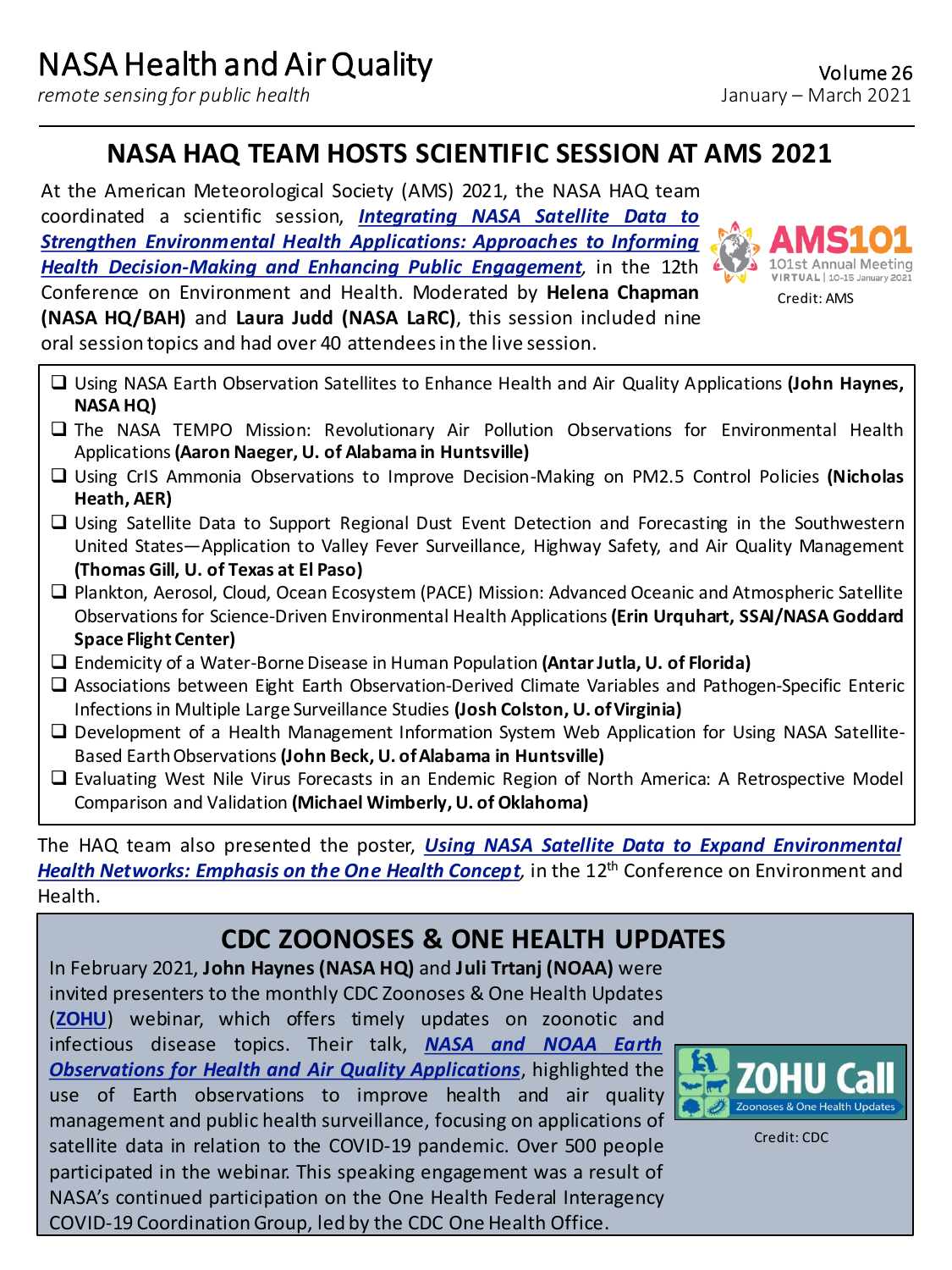## NASA HAQ TEAM HOSTS SCIENTIFIC SESSION AT AMS 2021

At the American Meteorological Society (AMS) 2021, the NASA HAQ team coordinated a scientific session, ***Integrating NASA Satellite Data to Strengthen Environmental Health Applications: Approaches to Informing Health Decision-Making and Enhancing Public Engagement***, in the 12th Conference on Environment and Health. Moderated by **Helena Chapman (NASA HQ/BAH)** and **Laura Judd (NASA LaRC)**, this session included nine oral session topics and had over 40 attendees in the live session.

Credit: AMS

- Using NASA Earth Observation Satellites to Enhance Health and Air Quality Applications **(John Haynes, NASA HQ)**
- The NASA TEMPO Mission: Revolutionary Air Pollution Observations for Environmental Health Applications **(Aaron Naeger, U. of Alabama in Huntsville)**
- Using CrIS Ammonia Observations to Improve Decision-Making on PM2.5 Control Policies **(Nicholas Heath, AER)**
- Using Satellite Data to Support Regional Dust Event Detection and Forecasting in the Southwestern United States—Application to Valley Fever Surveillance, Highway Safety, and Air Quality Management **(Thomas Gill, U. of Texas at El Paso)**
- Plankton, Aerosol, Cloud, Ocean Ecosystem (PACE) Mission: Advanced Oceanic and Atmospheric Satellite Observations for Science-Driven Environmental Health Applications **(Erin Urquhart, SSAI/NASA Goddard Space Flight Center)**
- Endemicity of a Water-Borne Disease in Human Population **(Antar Jutla, U. of Florida)**
- Associations between Eight Earth Observation-Derived Climate Variables and Pathogen-Specific Enteric Infections in Multiple Large Surveillance Studies **(Josh Colston, U. of Virginia)**
- Development of a Health Management Information System Web Application for Using NASA Satellite-Based Earth Observations **(John Beck, U. of Alabama in Huntsville)**
- Evaluating West Nile Virus Forecasts in an Endemic Region of North America: A Retrospective Model Comparison and Validation **(Michael Wimberly, U. of Oklahoma)**

The HAQ team also presented the poster, ***Using NASA Satellite Data to Expand Environmental Health Networks: Emphasis on the One Health Concept***, in the 12th Conference on Environment and Health.

## CDC ZOONOSES & ONE HEALTH UPDATES

In February 2021, **John Haynes (NASA HQ)** and **Juli Trtanj (NOAA)** were invited presenters to the monthly CDC Zoonoses & One Health Updates (**ZOHU**) webinar, which offers timely updates on zoonotic and infectious disease topics. Their talk, ***NASA and NOAA Earth Observations for Health and Air Quality Applications***, highlighted the use of Earth observations to improve health and air quality management and public health surveillance, focusing on applications of satellite data in relation to the COVID-19 pandemic. Over 500 people participated in the webinar. This speaking engagement was a result of NASA's continued participation on the One Health Federal Interagency COVID-19 Coordination Group, led by the CDC One Health Office.

Credit: CDC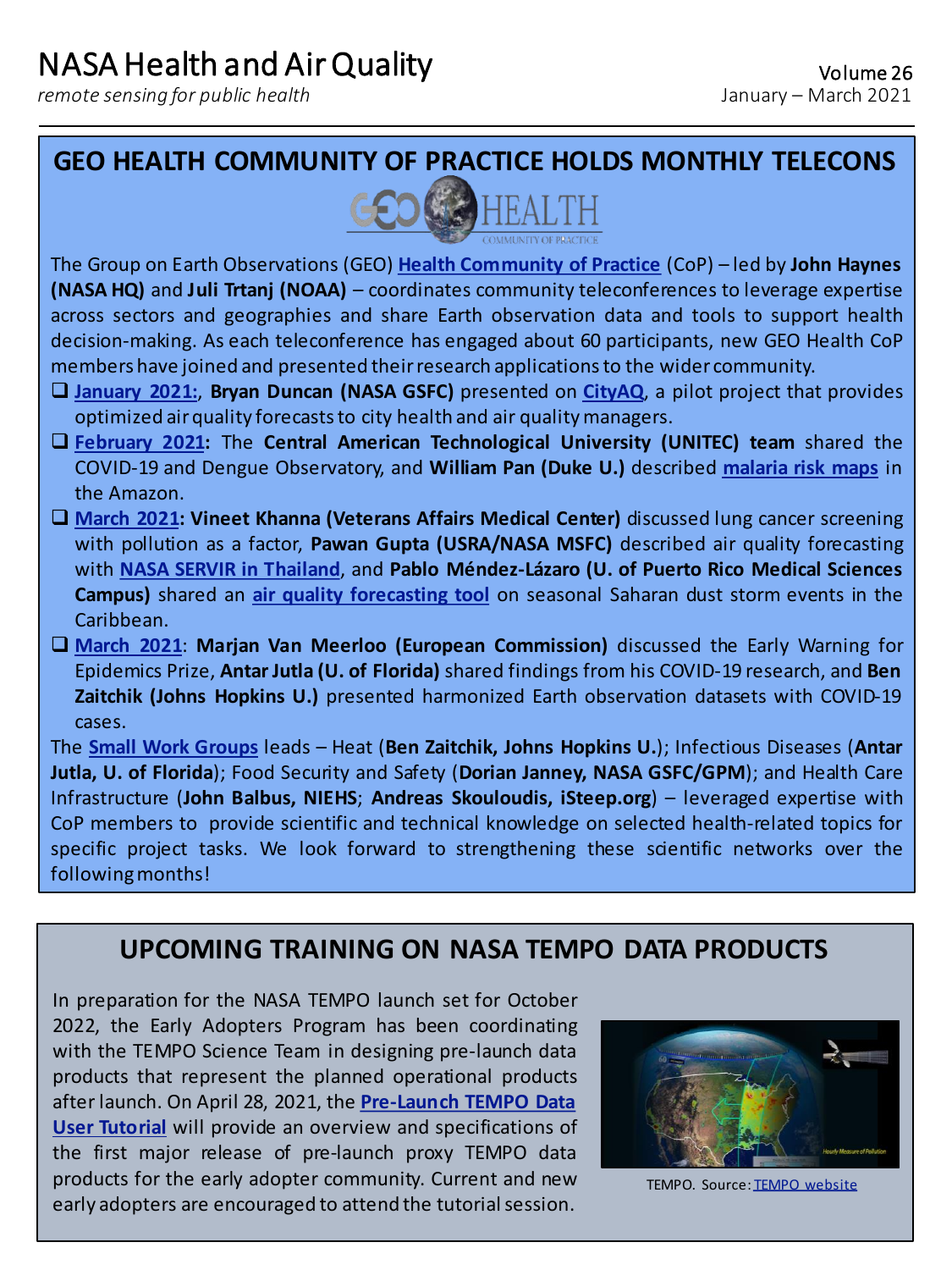## GEO HEALTH COMMUNITY OF PRACTICE HOLDS MONTHLY TELECONS

The Group on Earth Observations (GEO) **Health Community of Practice** (CoP) – led by **John Haynes (NASA HQ)** and **Juli Trtanj (NOAA)** – coordinates community teleconferences to leverage expertise across sectors and geographies and share Earth observation data and tools to support health decision-making. As each teleconference has engaged about 60 participants, new GEO Health CoP members have joined and presented their research applications to the wider community.

- **January 2021:**, **Bryan Duncan (NASA GSFC)** presented on **CityAQ**, a pilot project that provides optimized air quality forecasts to city health and air quality managers.
- **February 2021:** The **Central American Technological University (UNITEC) team** shared the COVID-19 and Dengue Observatory, and **William Pan (Duke U.)** described **malaria risk maps** in the Amazon.
- **March 2021: Vineet Khanna (Veterans Affairs Medical Center)** discussed lung cancer screening with pollution as a factor, **Pawan Gupta (USRA/NASA MSFC)** described air quality forecasting with **NASA SERVIR in Thailand**, and **Pablo Méndez-Lázaro (U. of Puerto Rico Medical Sciences Campus)** shared an **air quality forecasting tool** on seasonal Saharan dust storm events in the Caribbean.
- **March 2021**: **Marjan Van Meerloo (European Commission)** discussed the Early Warning for Epidemics Prize, **Antar Jutla (U. of Florida)** shared findings from his COVID-19 research, and **Ben Zaitchik (Johns Hopkins U.)** presented harmonized Earth observation datasets with COVID-19 cases.

The **Small Work Groups** leads – Heat (**Ben Zaitchik, Johns Hopkins U.**); Infectious Diseases (**Antar Jutla, U. of Florida**); Food Security and Safety (**Dorian Janney, NASA GSFC/GPM**); and Health Care Infrastructure (**John Balbus, NIEHS**; **Andreas Skouloudis, iSteep.org**) – leveraged expertise with CoP members to provide scientific and technical knowledge on selected health-related topics for specific project tasks. We look forward to strengthening these scientific networks over the following months!

## UPCOMING TRAINING ON NASA TEMPO DATA PRODUCTS

In preparation for the NASA TEMPO launch set for October 2022, the Early Adopters Program has been coordinating with the TEMPO Science Team in designing pre-launch data products that represent the planned operational products after launch. On April 28, 2021, the **Pre-Launch TEMPO Data User Tutorial** will provide an overview and specifications of the first major release of pre-launch proxy TEMPO data products for the early adopter community. Current and new early adopters are encouraged to attend the tutorial session.

TEMPO. Source: TEMPO website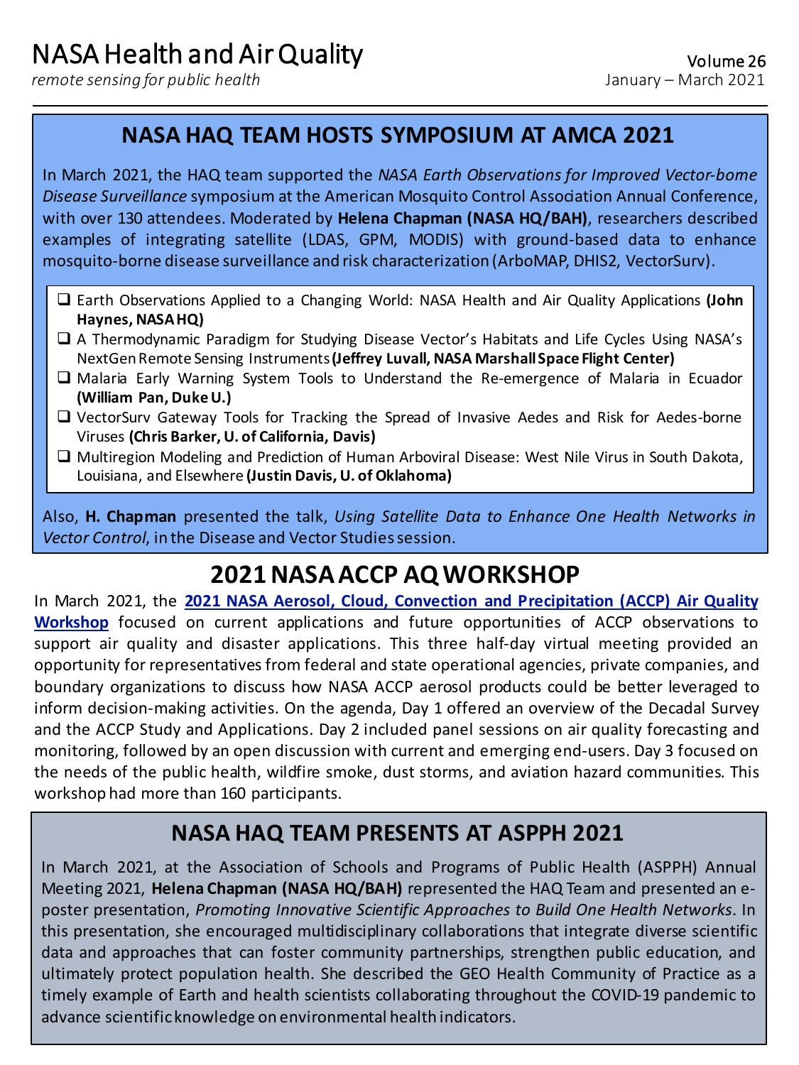## NASA HAQ TEAM HOSTS SYMPOSIUM AT AMCA 2021

In March 2021, the HAQ team supported the *NASA Earth Observations for Improved Vector-borne Disease Surveillance* symposium at the American Mosquito Control Association Annual Conference, with over 130 attendees. Moderated by **Helena Chapman (NASA HQ/BAH)**, researchers described examples of integrating satellite (LDAS, GPM, MODIS) with ground-based data to enhance mosquito-borne disease surveillance and risk characterization (ArboMAP, DHIS2, VectorSurv).

- Earth Observations Applied to a Changing World: NASA Health and Air Quality Applications **(John Haynes, NASA HQ)**
- A Thermodynamic Paradigm for Studying Disease Vector's Habitats and Life Cycles Using NASA's NextGen Remote Sensing Instruments **(Jeffrey Luvall, NASA Marshall Space Flight Center)**
- Malaria Early Warning System Tools to Understand the Re-emergence of Malaria in Ecuador **(William Pan, Duke U.)**
- VectorSurv Gateway Tools for Tracking the Spread of Invasive Aedes and Risk for Aedes-borne Viruses **(Chris Barker, U. of California, Davis)**
- Multiregion Modeling and Prediction of Human Arboviral Disease: West Nile Virus in South Dakota, Louisiana, and Elsewhere **(Justin Davis, U. of Oklahoma)**

Also, **H. Chapman** presented the talk, *Using Satellite Data to Enhance One Health Networks in Vector Control*, in the Disease and Vector Studies session.

## 2021 NASA ACCP AQ WORKSHOP

In March 2021, the **2021 NASA Aerosol, Cloud, Convection and Precipitation (ACCP) Air Quality Workshop** focused on current applications and future opportunities of ACCP observations to support air quality and disaster applications. This three half-day virtual meeting provided an opportunity for representatives from federal and state operational agencies, private companies, and boundary organizations to discuss how NASA ACCP aerosol products could be better leveraged to inform decision-making activities. On the agenda, Day 1 offered an overview of the Decadal Survey and the ACCP Study and Applications. Day 2 included panel sessions on air quality forecasting and monitoring, followed by an open discussion with current and emerging end-users. Day 3 focused on the needs of the public health, wildfire smoke, dust storms, and aviation hazard communities. This workshop had more than 160 participants.

## NASA HAQ TEAM PRESENTS AT ASPPH 2021

In March 2021, at the Association of Schools and Programs of Public Health (ASPPH) Annual Meeting 2021, **Helena Chapman (NASA HQ/BAH)** represented the HAQ Team and presented an e-poster presentation, *Promoting Innovative Scientific Approaches to Build One Health Networks*. In this presentation, she encouraged multidisciplinary collaborations that integrate diverse scientific data and approaches that can foster community partnerships, strengthen public education, and ultimately protect population health. She described the GEO Health Community of Practice as a timely example of Earth and health scientists collaborating throughout the COVID-19 pandemic to advance scientific knowledge on environmental health indicators.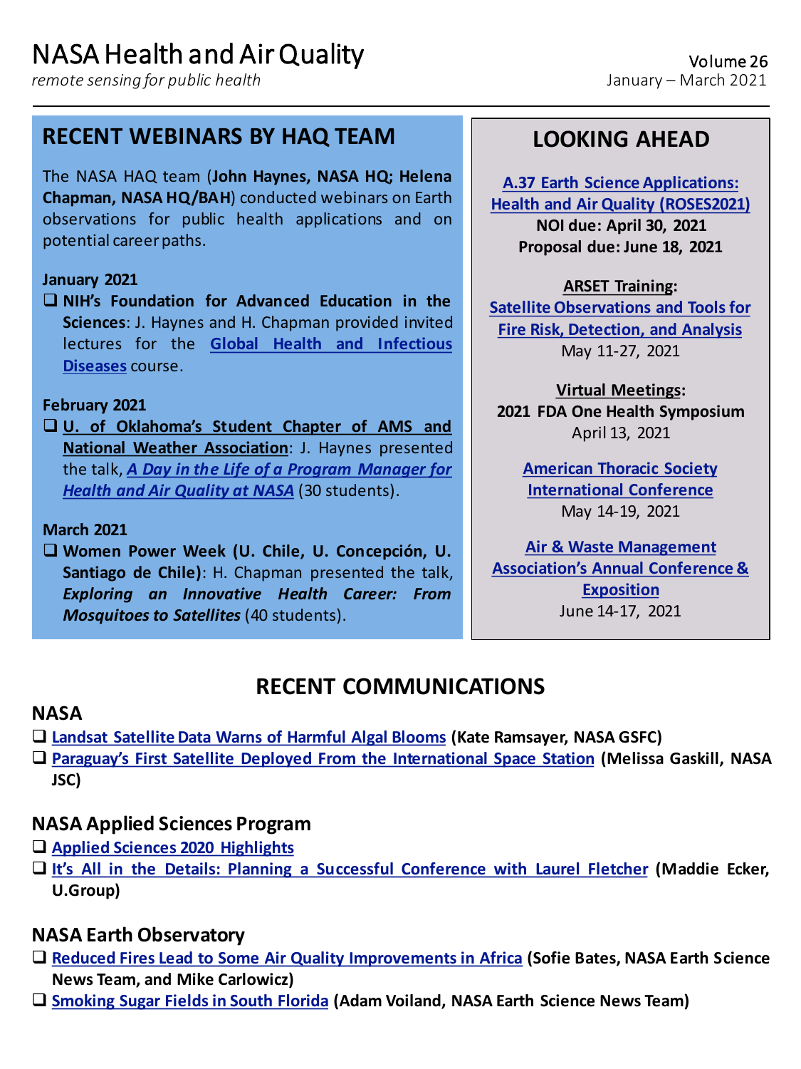# NASA Health and Air Quality

*remote sensing for public health*

Volume 26
January – March 2021

## RECENT WEBINARS BY HAQ TEAM

The NASA HAQ team (**John Haynes, NASA HQ; Helena Chapman, NASA HQ/BAH**) conducted webinars on Earth observations for public health applications and on potential career paths.

**January 2021**

- **NIH's Foundation for Advanced Education in the Sciences**: J. Haynes and H. Chapman provided invited lectures for the **Global Health and Infectious Diseases** course.

**February 2021**

- **U. of Oklahoma's Student Chapter of AMS and National Weather Association**: J. Haynes presented the talk, ***A Day in the Life of a Program Manager for Health and Air Quality at NASA*** (30 students).

**March 2021**

- **Women Power Week (U. Chile, U. Concepción, U. Santiago de Chile)**: H. Chapman presented the talk, ***Exploring an Innovative Health Career: From Mosquitoes to Satellites*** (40 students).

## LOOKING AHEAD

**A.37 Earth Science Applications: Health and Air Quality (ROSES2021)**
**NOI due: April 30, 2021**
**Proposal due: June 18, 2021**

**ARSET Training:**
**Satellite Observations and Tools for Fire Risk, Detection, and Analysis**
May 11-27, 2021

**Virtual Meetings:**
**2021 FDA One Health Symposium**
April 13, 2021

**American Thoracic Society International Conference**
May 14-19, 2021

**Air & Waste Management Association's Annual Conference & Exposition**
June 14-17, 2021

## RECENT COMMUNICATIONS

### NASA

- **Landsat Satellite Data Warns of Harmful Algal Blooms** (Kate Ramsayer, NASA GSFC)
- **Paraguay's First Satellite Deployed From the International Space Station** (Melissa Gaskill, NASA JSC)

### NASA Applied Sciences Program

- **Applied Sciences 2020 Highlights**
- **It's All in the Details: Planning a Successful Conference with Laurel Fletcher** (Maddie Ecker, U.Group)

### NASA Earth Observatory

- **Reduced Fires Lead to Some Air Quality Improvements in Africa** (Sofie Bates, NASA Earth Science News Team, and Mike Carlowicz)
- **Smoking Sugar Fields in South Florida** (Adam Voiland, NASA Earth Science News Team)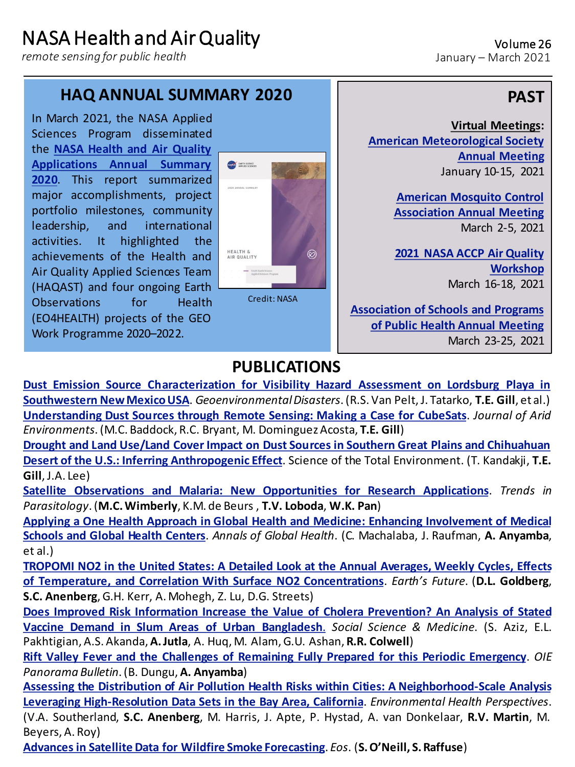# NASA Health and Air Quality

*remote sensing for public health*

Volume 26
January – March 2021

## HAQ ANNUAL SUMMARY 2020

In March 2021, the NASA Applied Sciences Program disseminated the NASA Health and Air Quality Applications Annual Summary 2020. This report summarized major accomplishments, project portfolio milestones, community leadership, and international activities. It highlighted the achievements of the Health and Air Quality Applied Sciences Team (HAQAST) and four ongoing Earth Observations for Health (EO4HEALTH) projects of the GEO Work Programme 2020–2022.

Credit: NASA

## PAST

**Virtual Meetings:**

**American Meteorological Society Annual Meeting**
January 10-15, 2021

**American Mosquito Control Association Annual Meeting**
March 2-5, 2021

**2021 NASA ACCP Air Quality Workshop**
March 16-18, 2021

**Association of Schools and Programs of Public Health Annual Meeting**
March 23-25, 2021

## PUBLICATIONS

**Dust Emission Source Characterization for Visibility Hazard Assessment on Lordsburg Playa in Southwestern New Mexico USA**. *Geoenvironmental Disasters*. (R.S. Van Pelt, J. Tatarko, **T.E. Gill**, et al.)

**Understanding Dust Sources through Remote Sensing: Making a Case for CubeSats**. *Journal of Arid Environments*. (M.C. Baddock, R.C. Bryant, M. Dominguez Acosta, **T.E. Gill**)

**Drought and Land Use/Land Cover Impact on Dust Sources in Southern Great Plains and Chihuahuan Desert of the U.S.: Inferring Anthropogenic Effect**. Science of the Total Environment. (T. Kandakji, **T.E. Gill**, J.A. Lee)

**Satellite Observations and Malaria: New Opportunities for Research Applications**. *Trends in Parasitology*. (**M.C. Wimberly**, K.M. de Beurs , **T.V. Loboda**, **W.K. Pan**)

**Applying a One Health Approach in Global Health and Medicine: Enhancing Involvement of Medical Schools and Global Health Centers**. *Annals of Global Health*. (C. Machalaba, J. Raufman, **A. Anyamba**, et al.)

**TROPOMI NO2 in the United States: A Detailed Look at the Annual Averages, Weekly Cycles, Effects of Temperature, and Correlation With Surface NO2 Concentrations**. *Earth's Future*. (**D.L. Goldberg**, **S.C. Anenberg**, G.H. Kerr, A. Mohegh, Z. Lu, D.G. Streets)

**Does Improved Risk Information Increase the Value of Cholera Prevention? An Analysis of Stated Vaccine Demand in Slum Areas of Urban Bangladesh**. *Social Science & Medicine*. (S. Aziz, E.L. Pakhtigian, A.S. Akanda, **A. Jutla**, A. Huq, M. Alam, G.U. Ashan, **R.R. Colwell**)

**Rift Valley Fever and the Challenges of Remaining Fully Prepared for this Periodic Emergency**. *OIE Panorama Bulletin*. (B. Dungu, **A. Anyamba**)

**Assessing the Distribution of Air Pollution Health Risks within Cities: A Neighborhood-Scale Analysis Leveraging High-Resolution Data Sets in the Bay Area, California**. *Environmental Health Perspectives*. (V.A. Southerland, **S.C. Anenberg**, M. Harris, J. Apte, P. Hystad, A. van Donkelaar, **R.V. Martin**, M. Beyers, A. Roy)

**Advances in Satellite Data for Wildfire Smoke Forecasting**. *Eos*. (**S. O'Neill, S. Raffuse**)